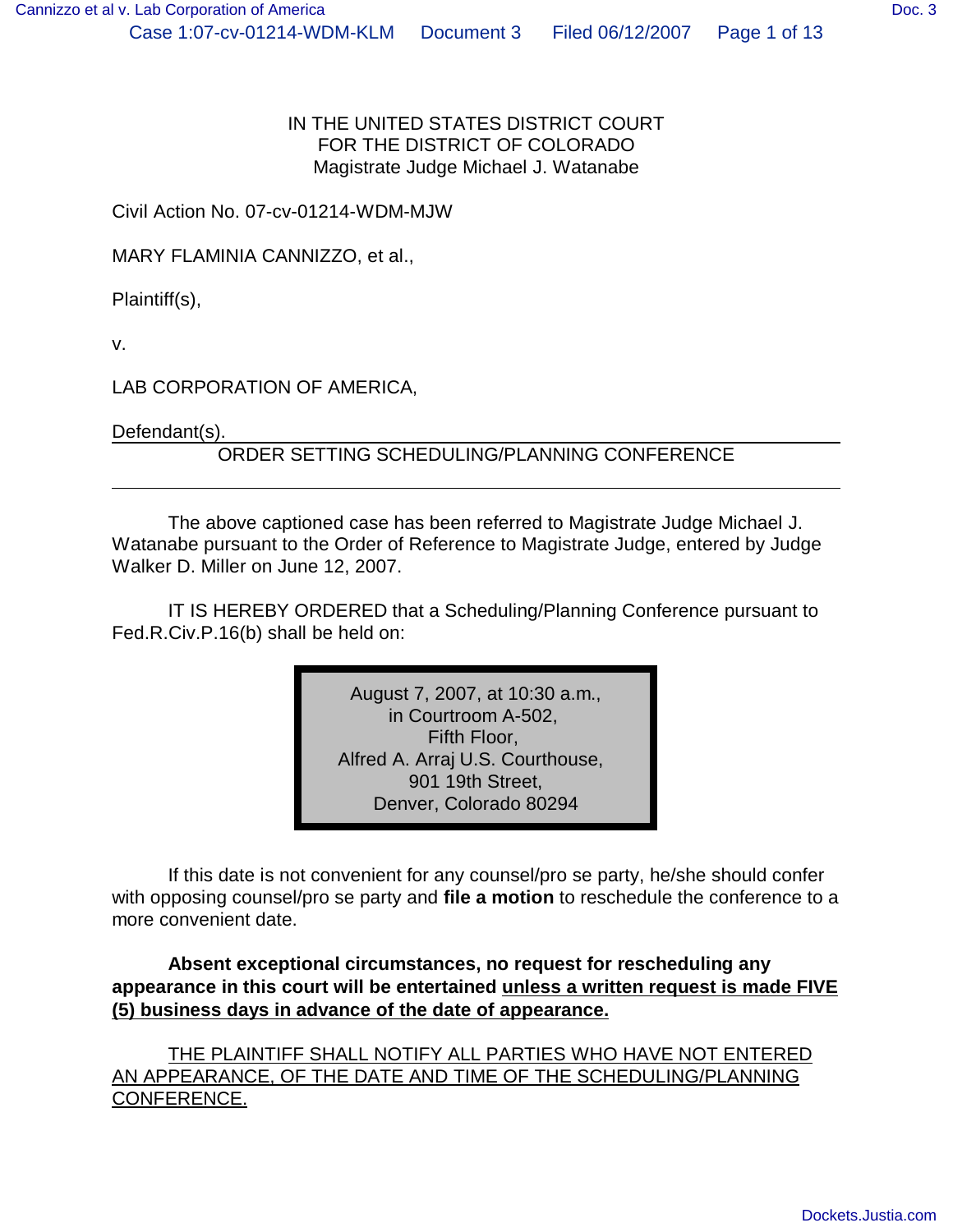IN THE UNITED STATES DISTRICT COURT
FOR THE DISTRICT OF COLORADO
Magistrate Judge Michael J. Watanabe

Civil Action No. 07-cv-01214-WDM-MJW

MARY FLAMINIA CANNIZZO, et al.,

Plaintiff(s),

v.

LAB CORPORATION OF AMERICA,

Defendant(s).

---

ORDER SETTING SCHEDULING/PLANNING CONFERENCE

---

The above captioned case has been referred to Magistrate Judge Michael J. Watanabe pursuant to the Order of Reference to Magistrate Judge, entered by Judge Walker D. Miller on June 12, 2007.

IT IS HEREBY ORDERED that a Scheduling/Planning Conference pursuant to Fed.R.Civ.P.16(b) shall be held on:

> August 7, 2007, at 10:30 a.m.,
> in Courtroom A-502,
> Fifth Floor,
> Alfred A. Arraj U.S. Courthouse,
> 901 19th Street,
> Denver, Colorado 80294

If this date is not convenient for any counsel/pro se party, he/she should confer with opposing counsel/pro se party and **file a motion** to reschedule the conference to a more convenient date.

**Absent exceptional circumstances, no request for rescheduling any appearance in this court will be entertained unless a written request is made FIVE (5) business days in advance of the date of appearance.**

THE PLAINTIFF SHALL NOTIFY ALL PARTIES WHO HAVE NOT ENTERED AN APPEARANCE, OF THE DATE AND TIME OF THE SCHEDULING/PLANNING CONFERENCE.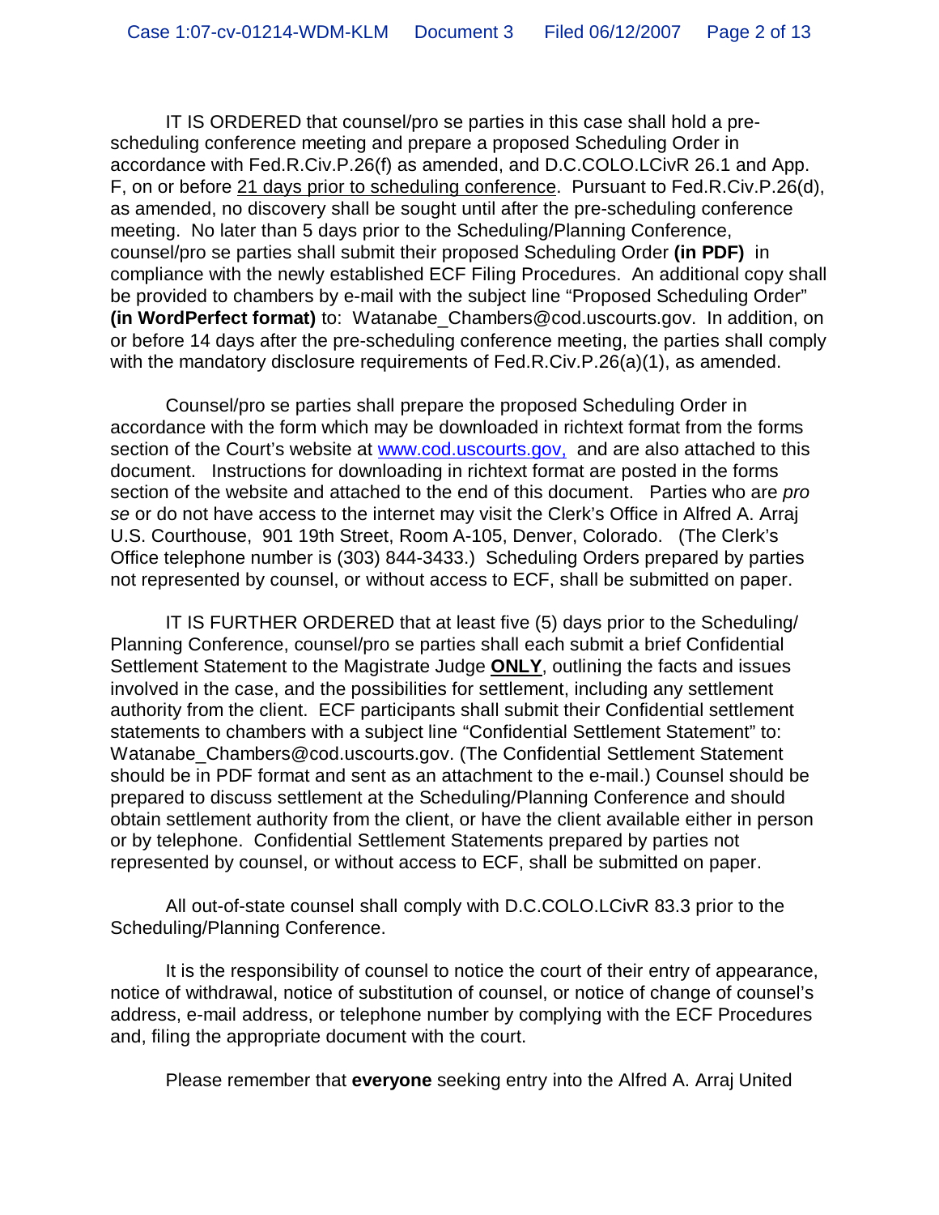IT IS ORDERED that counsel/pro se parties in this case shall hold a pre-scheduling conference meeting and prepare a proposed Scheduling Order in accordance with Fed.R.Civ.P.26(f) as amended, and D.C.COLO.LCivR 26.1 and App. F, on or before 21 days prior to scheduling conference. Pursuant to Fed.R.Civ.P.26(d), as amended, no discovery shall be sought until after the pre-scheduling conference meeting. No later than 5 days prior to the Scheduling/Planning Conference, counsel/pro se parties shall submit their proposed Scheduling Order **(in PDF)** in compliance with the newly established ECF Filing Procedures. An additional copy shall be provided to chambers by e-mail with the subject line "Proposed Scheduling Order" **(in WordPerfect format)** to: Watanabe_Chambers@cod.uscourts.gov. In addition, on or before 14 days after the pre-scheduling conference meeting, the parties shall comply with the mandatory disclosure requirements of Fed.R.Civ.P.26(a)(1), as amended.

Counsel/pro se parties shall prepare the proposed Scheduling Order in accordance with the form which may be downloaded in richtext format from the forms section of the Court's website at www.cod.uscourts.gov, and are also attached to this document. Instructions for downloading in richtext format are posted in the forms section of the website and attached to the end of this document. Parties who are *pro se* or do not have access to the internet may visit the Clerk's Office in Alfred A. Arraj U.S. Courthouse, 901 19th Street, Room A-105, Denver, Colorado. (The Clerk's Office telephone number is (303) 844-3433.) Scheduling Orders prepared by parties not represented by counsel, or without access to ECF, shall be submitted on paper.

IT IS FURTHER ORDERED that at least five (5) days prior to the Scheduling/ Planning Conference, counsel/pro se parties shall each submit a brief Confidential Settlement Statement to the Magistrate Judge **ONLY**, outlining the facts and issues involved in the case, and the possibilities for settlement, including any settlement authority from the client. ECF participants shall submit their Confidential settlement statements to chambers with a subject line "Confidential Settlement Statement" to: Watanabe_Chambers@cod.uscourts.gov. (The Confidential Settlement Statement should be in PDF format and sent as an attachment to the e-mail.) Counsel should be prepared to discuss settlement at the Scheduling/Planning Conference and should obtain settlement authority from the client, or have the client available either in person or by telephone. Confidential Settlement Statements prepared by parties not represented by counsel, or without access to ECF, shall be submitted on paper.

All out-of-state counsel shall comply with D.C.COLO.LCivR 83.3 prior to the Scheduling/Planning Conference.

It is the responsibility of counsel to notice the court of their entry of appearance, notice of withdrawal, notice of substitution of counsel, or notice of change of counsel's address, e-mail address, or telephone number by complying with the ECF Procedures and, filing the appropriate document with the court.

Please remember that **everyone** seeking entry into the Alfred A. Arraj United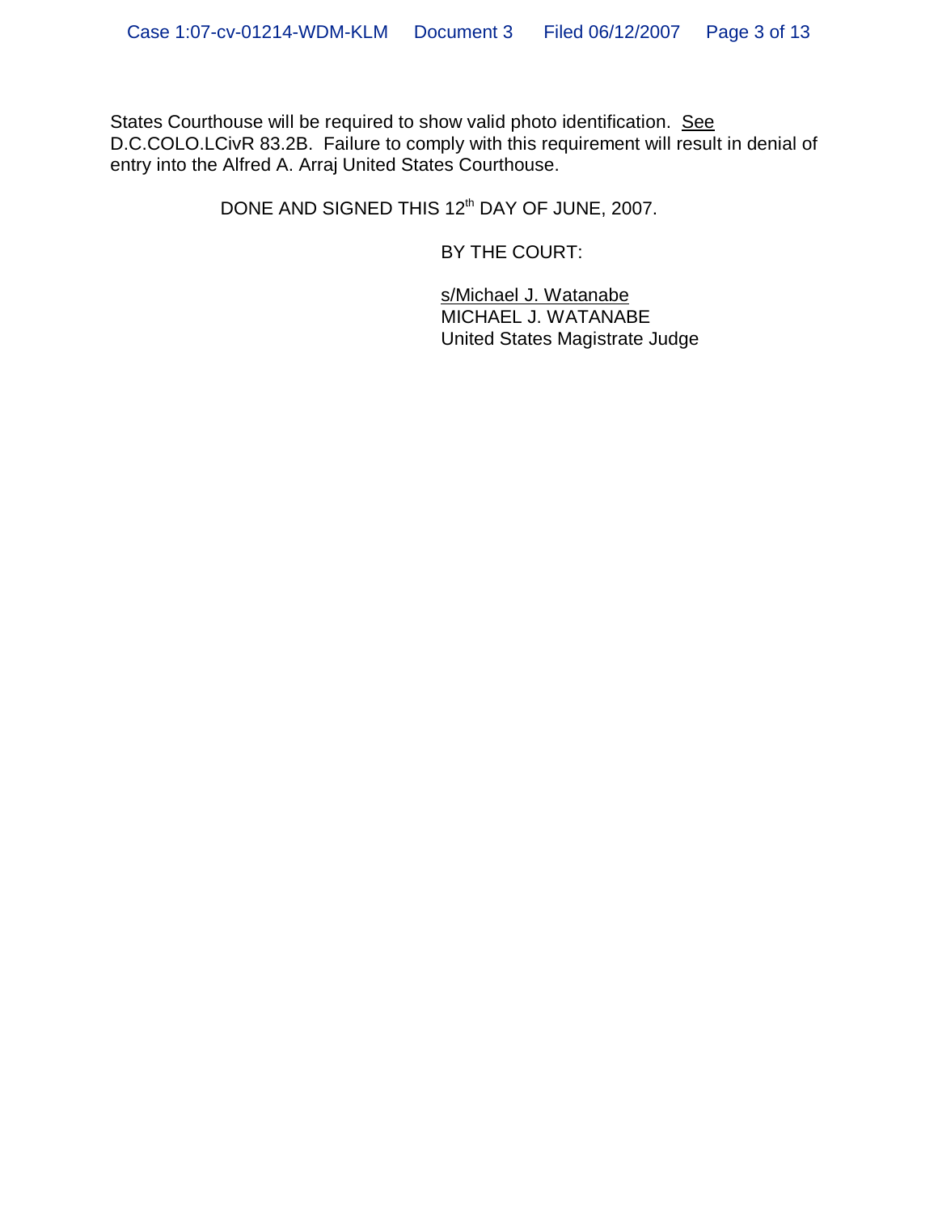States Courthouse will be required to show valid photo identification. See D.C.COLO.LCivR 83.2B. Failure to comply with this requirement will result in denial of entry into the Alfred A. Arraj United States Courthouse.

DONE AND SIGNED THIS 12th DAY OF JUNE, 2007.

BY THE COURT:

s/Michael J. Watanabe
MICHAEL J. WATANABE
United States Magistrate Judge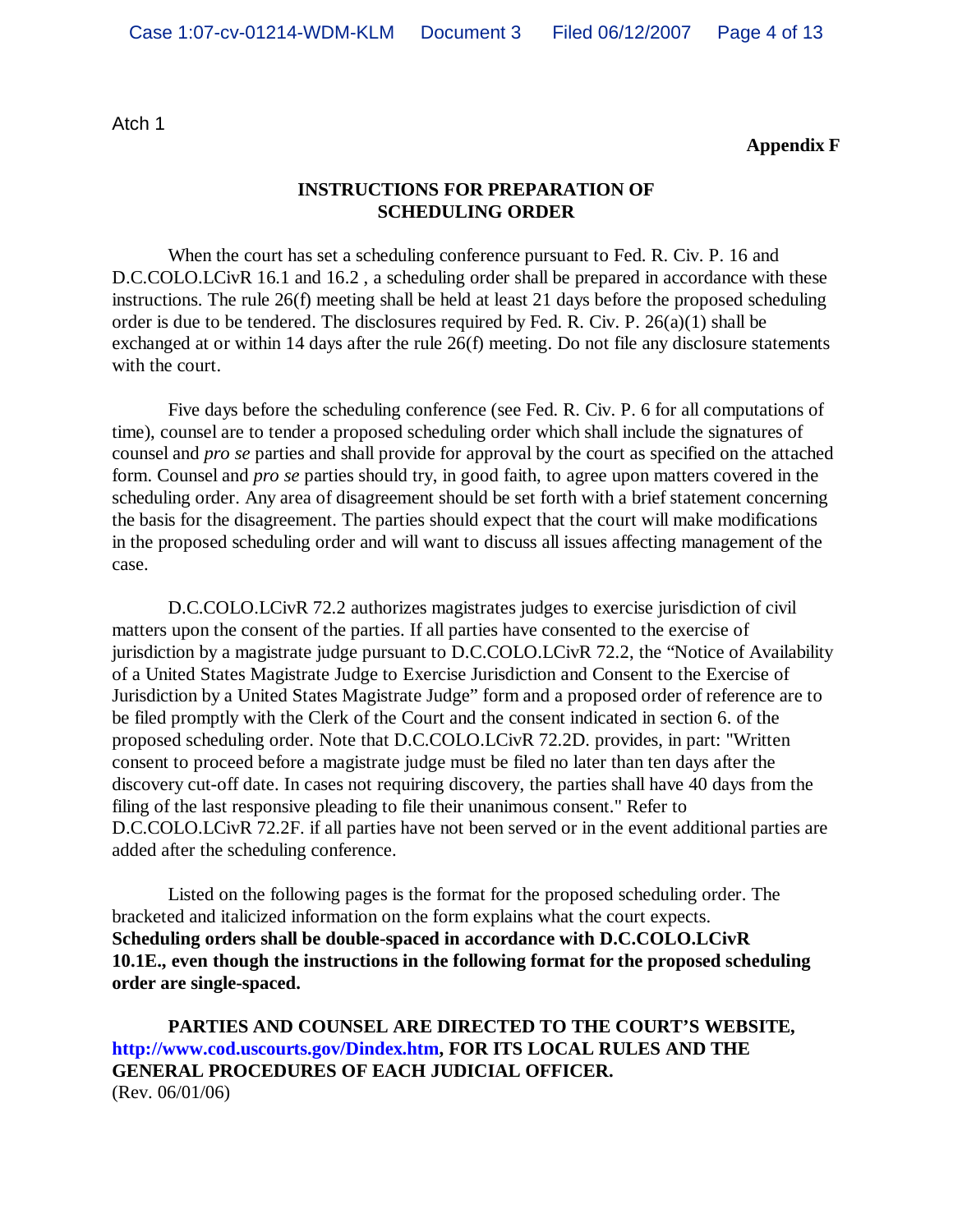Atch 1

**Appendix F**

**INSTRUCTIONS FOR PREPARATION OF SCHEDULING ORDER**

When the court has set a scheduling conference pursuant to Fed. R. Civ. P. 16 and D.C.COLO.LCivR 16.1 and 16.2 , a scheduling order shall be prepared in accordance with these instructions. The rule 26(f) meeting shall be held at least 21 days before the proposed scheduling order is due to be tendered. The disclosures required by Fed. R. Civ. P. 26(a)(1) shall be exchanged at or within 14 days after the rule 26(f) meeting. Do not file any disclosure statements with the court.

Five days before the scheduling conference (see Fed. R. Civ. P. 6 for all computations of time), counsel are to tender a proposed scheduling order which shall include the signatures of counsel and *pro se* parties and shall provide for approval by the court as specified on the attached form. Counsel and *pro se* parties should try, in good faith, to agree upon matters covered in the scheduling order. Any area of disagreement should be set forth with a brief statement concerning the basis for the disagreement. The parties should expect that the court will make modifications in the proposed scheduling order and will want to discuss all issues affecting management of the case.

D.C.COLO.LCivR 72.2 authorizes magistrates judges to exercise jurisdiction of civil matters upon the consent of the parties. If all parties have consented to the exercise of jurisdiction by a magistrate judge pursuant to D.C.COLO.LCivR 72.2, the "Notice of Availability of a United States Magistrate Judge to Exercise Jurisdiction and Consent to the Exercise of Jurisdiction by a United States Magistrate Judge" form and a proposed order of reference are to be filed promptly with the Clerk of the Court and the consent indicated in section 6. of the proposed scheduling order. Note that D.C.COLO.LCivR 72.2D. provides, in part: "Written consent to proceed before a magistrate judge must be filed no later than ten days after the discovery cut-off date. In cases not requiring discovery, the parties shall have 40 days from the filing of the last responsive pleading to file their unanimous consent." Refer to D.C.COLO.LCivR 72.2F. if all parties have not been served or in the event additional parties are added after the scheduling conference.

Listed on the following pages is the format for the proposed scheduling order. The bracketed and italicized information on the form explains what the court expects. **Scheduling orders shall be double-spaced in accordance with D.C.COLO.LCivR 10.1E., even though the instructions in the following format for the proposed scheduling order are single-spaced.**

**PARTIES AND COUNSEL ARE DIRECTED TO THE COURT'S WEBSITE, http://www.cod.uscourts.gov/Dindex.htm, FOR ITS LOCAL RULES AND THE GENERAL PROCEDURES OF EACH JUDICIAL OFFICER.**

(Rev. 06/01/06)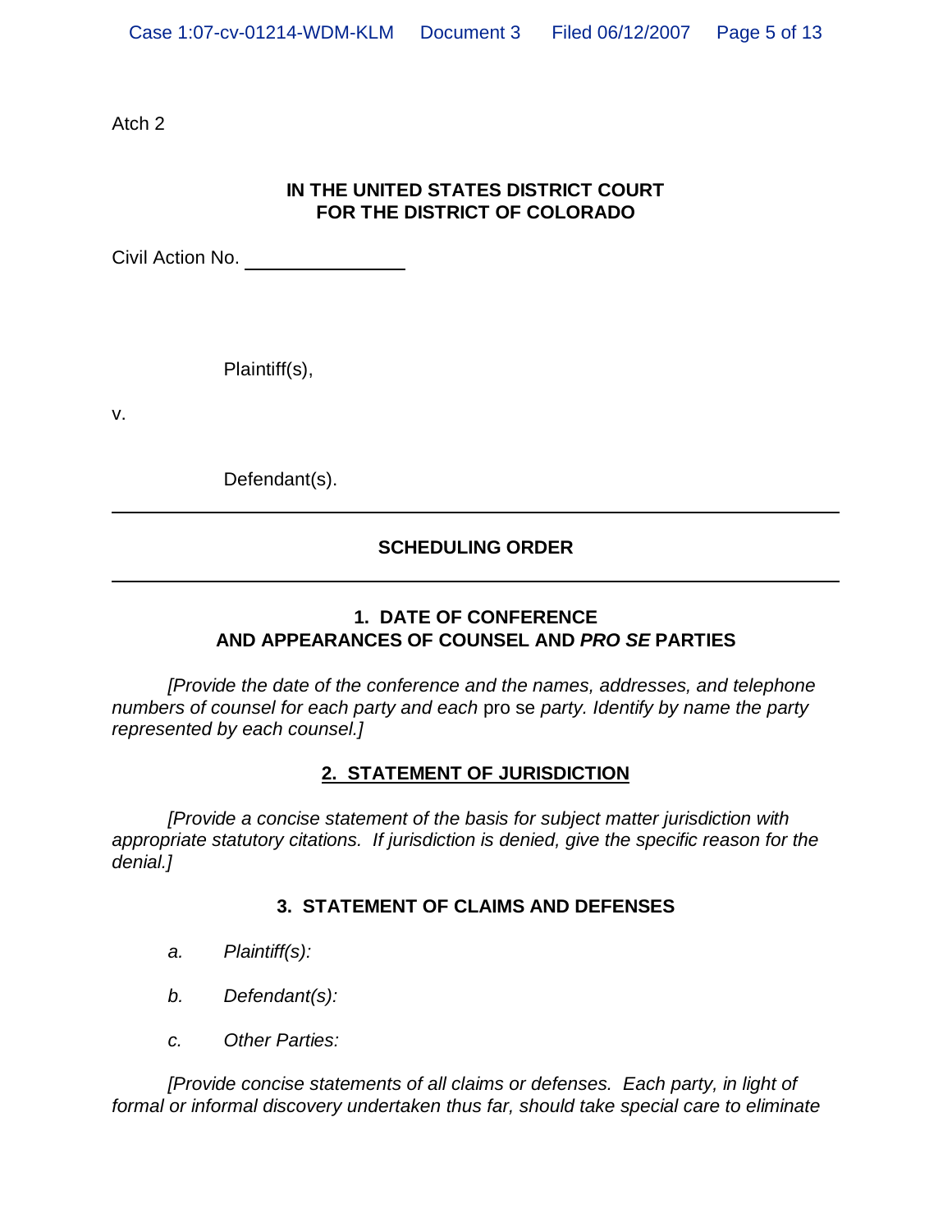Atch 2

**IN THE UNITED STATES DISTRICT COURT**
**FOR THE DISTRICT OF COLORADO**

Civil Action No. ______________

Plaintiff(s),

v.

Defendant(s).

---

**SCHEDULING ORDER**

---

**1. DATE OF CONFERENCE**
**AND APPEARANCES OF COUNSEL AND *PRO SE* PARTIES**

*[Provide the date of the conference and the names, addresses, and telephone numbers of counsel for each party and each* pro se *party. Identify by name the party represented by each counsel.]*

**2. STATEMENT OF JURISDICTION**

*[Provide a concise statement of the basis for subject matter jurisdiction with appropriate statutory citations. If jurisdiction is denied, give the specific reason for the denial.]*

**3. STATEMENT OF CLAIMS AND DEFENSES**

*a. Plaintiff(s):*

*b. Defendant(s):*

*c. Other Parties:*

*[Provide concise statements of all claims or defenses. Each party, in light of formal or informal discovery undertaken thus far, should take special care to eliminate*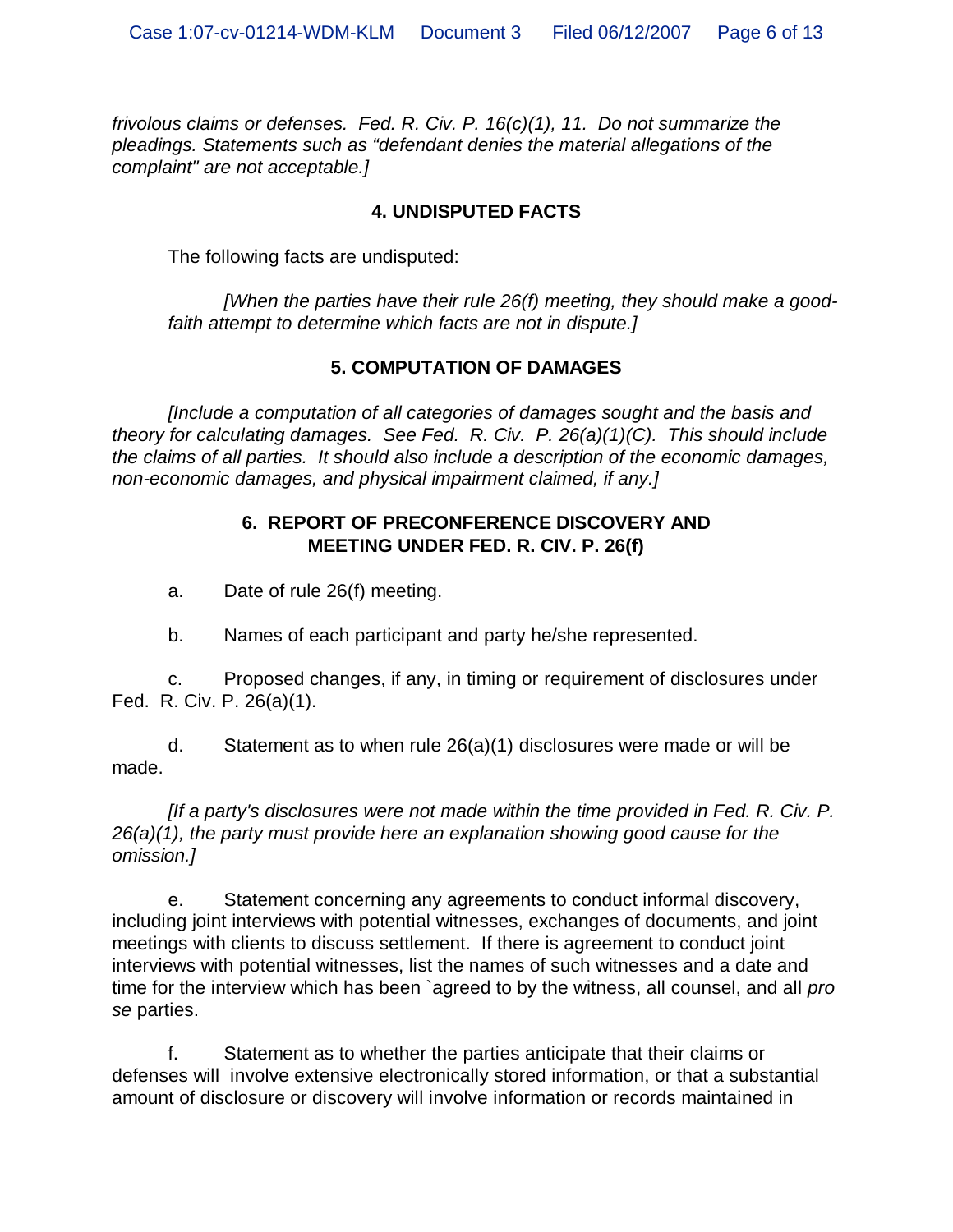*frivolous claims or defenses. Fed. R. Civ. P. 16(c)(1), 11. Do not summarize the pleadings. Statements such as "defendant denies the material allegations of the complaint" are not acceptable.]*

### 4. UNDISPUTED FACTS

The following facts are undisputed:

*[When the parties have their rule 26(f) meeting, they should make a good-faith attempt to determine which facts are not in dispute.]*

### 5. COMPUTATION OF DAMAGES

*[Include a computation of all categories of damages sought and the basis and theory for calculating damages. See Fed. R. Civ. P. 26(a)(1)(C). This should include the claims of all parties. It should also include a description of the economic damages, non-economic damages, and physical impairment claimed, if any.]*

### 6. REPORT OF PRECONFERENCE DISCOVERY AND MEETING UNDER FED. R. CIV. P. 26(f)

a. Date of rule 26(f) meeting.

b. Names of each participant and party he/she represented.

c. Proposed changes, if any, in timing or requirement of disclosures under Fed. R. Civ. P. 26(a)(1).

d. Statement as to when rule 26(a)(1) disclosures were made or will be made.

*[If a party's disclosures were not made within the time provided in Fed. R. Civ. P. 26(a)(1), the party must provide here an explanation showing good cause for the omission.]*

e. Statement concerning any agreements to conduct informal discovery, including joint interviews with potential witnesses, exchanges of documents, and joint meetings with clients to discuss settlement. If there is agreement to conduct joint interviews with potential witnesses, list the names of such witnesses and a date and time for the interview which has been `agreed to by the witness, all counsel, and all *pro se* parties.

f. Statement as to whether the parties anticipate that their claims or defenses will involve extensive electronically stored information, or that a substantial amount of disclosure or discovery will involve information or records maintained in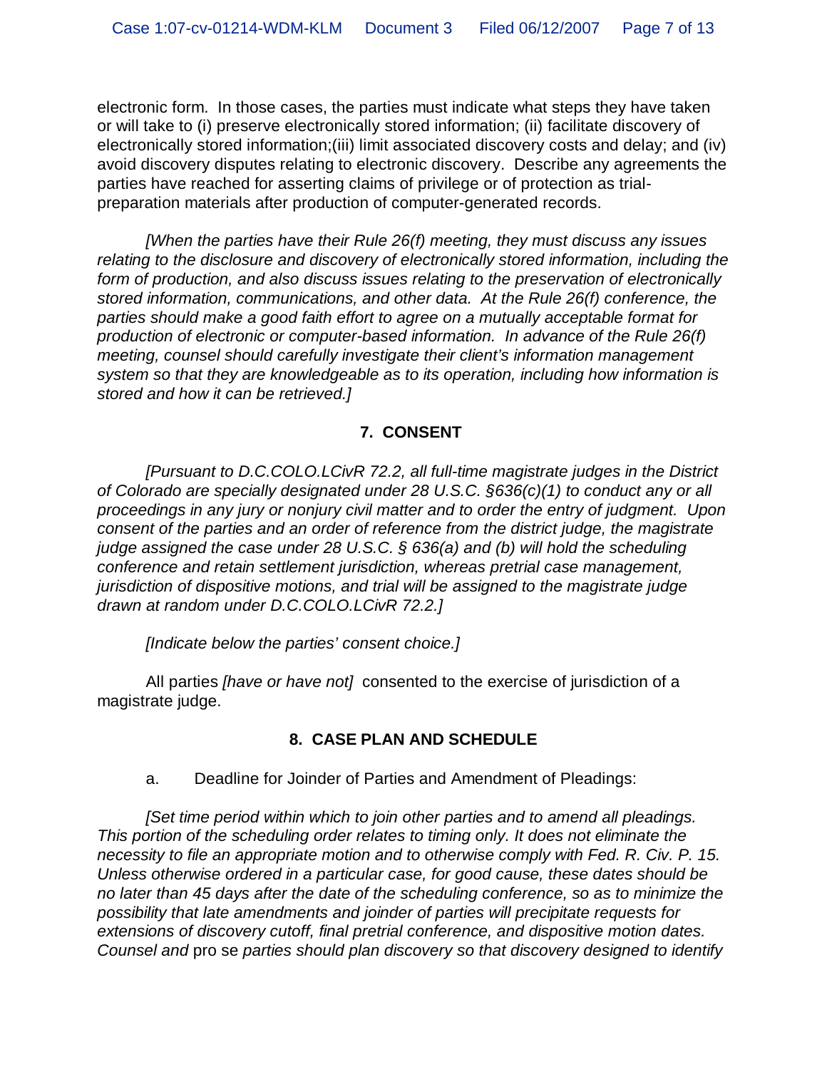electronic form. In those cases, the parties must indicate what steps they have taken or will take to (i) preserve electronically stored information; (ii) facilitate discovery of electronically stored information;(iii) limit associated discovery costs and delay; and (iv) avoid discovery disputes relating to electronic discovery. Describe any agreements the parties have reached for asserting claims of privilege or of protection as trial-preparation materials after production of computer-generated records.

*[When the parties have their Rule 26(f) meeting, they must discuss any issues relating to the disclosure and discovery of electronically stored information, including the form of production, and also discuss issues relating to the preservation of electronically stored information, communications, and other data. At the Rule 26(f) conference, the parties should make a good faith effort to agree on a mutually acceptable format for production of electronic or computer-based information. In advance of the Rule 26(f) meeting, counsel should carefully investigate their client's information management system so that they are knowledgeable as to its operation, including how information is stored and how it can be retrieved.]*

## 7. CONSENT

*[Pursuant to D.C.COLO.LCivR 72.2, all full-time magistrate judges in the District of Colorado are specially designated under 28 U.S.C. §636(c)(1) to conduct any or all proceedings in any jury or nonjury civil matter and to order the entry of judgment. Upon consent of the parties and an order of reference from the district judge, the magistrate judge assigned the case under 28 U.S.C. § 636(a) and (b) will hold the scheduling conference and retain settlement jurisdiction, whereas pretrial case management, jurisdiction of dispositive motions, and trial will be assigned to the magistrate judge drawn at random under D.C.COLO.LCivR 72.2.]*

*[Indicate below the parties' consent choice.]*

All parties *[have or have not]* consented to the exercise of jurisdiction of a magistrate judge.

## 8. CASE PLAN AND SCHEDULE

a. Deadline for Joinder of Parties and Amendment of Pleadings:

*[Set time period within which to join other parties and to amend all pleadings. This portion of the scheduling order relates to timing only. It does not eliminate the necessity to file an appropriate motion and to otherwise comply with Fed. R. Civ. P. 15. Unless otherwise ordered in a particular case, for good cause, these dates should be no later than 45 days after the date of the scheduling conference, so as to minimize the possibility that late amendments and joinder of parties will precipitate requests for extensions of discovery cutoff, final pretrial conference, and dispositive motion dates. Counsel and* pro se *parties should plan discovery so that discovery designed to identify*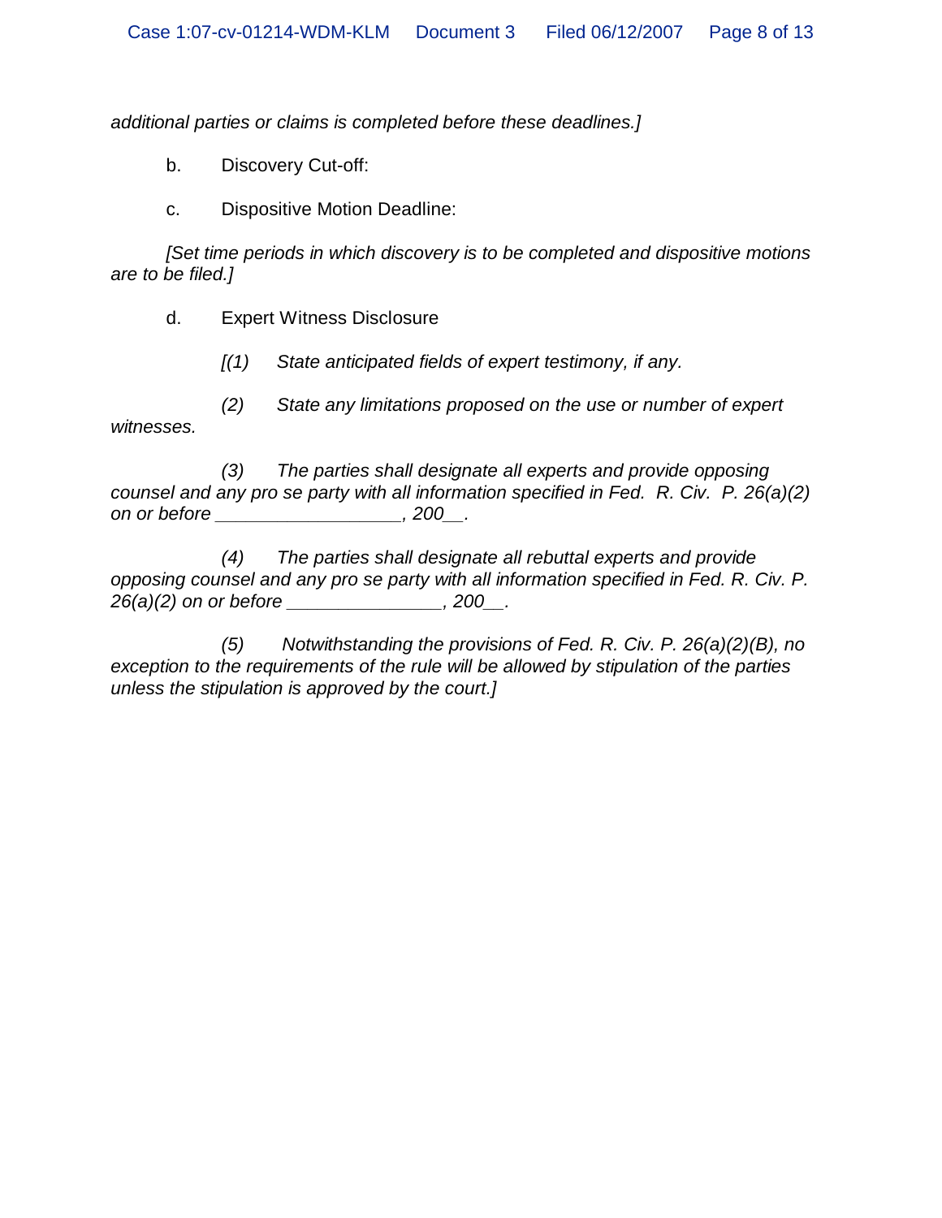*additional parties or claims is completed before these deadlines.]*

b. Discovery Cut-off:

c. Dispositive Motion Deadline:

*[Set time periods in which discovery is to be completed and dispositive motions are to be filed.]*

d. Expert Witness Disclosure

*[(1) State anticipated fields of expert testimony, if any.*

*(2) State any limitations proposed on the use or number of expert witnesses.*

*(3) The parties shall designate all experts and provide opposing counsel and any pro se party with all information specified in Fed. R. Civ. P. 26(a)(2) on or before __________________, 200__.*

*(4) The parties shall designate all rebuttal experts and provide opposing counsel and any pro se party with all information specified in Fed. R. Civ. P. 26(a)(2) on or before _______________, 200__.*

*(5) Notwithstanding the provisions of Fed. R. Civ. P. 26(a)(2)(B), no exception to the requirements of the rule will be allowed by stipulation of the parties unless the stipulation is approved by the court.]*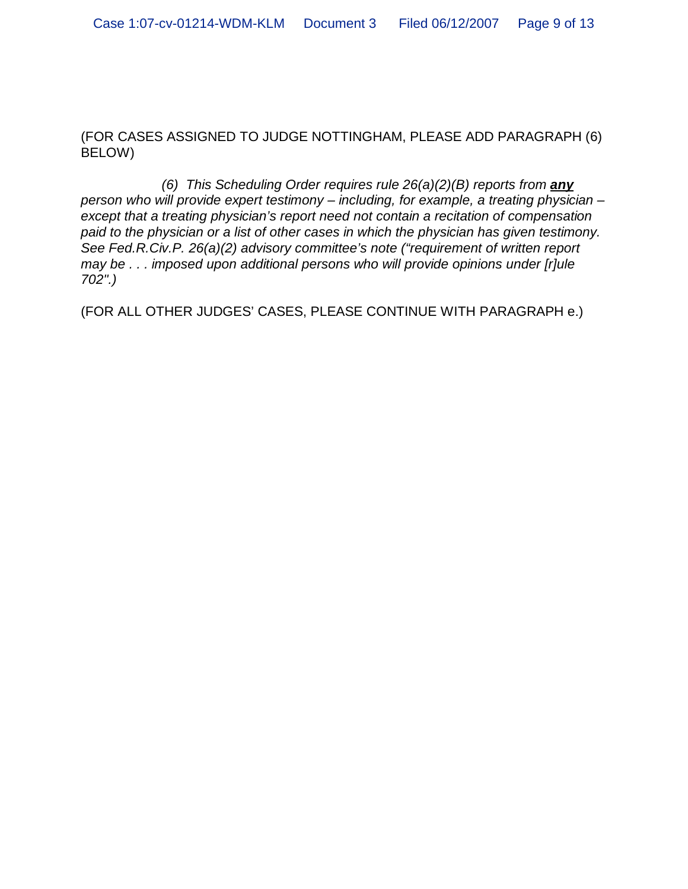(FOR CASES ASSIGNED TO JUDGE NOTTINGHAM, PLEASE ADD PARAGRAPH (6) BELOW)

*(6) This Scheduling Order requires rule 26(a)(2)(B) reports from* ***<u>any</u>*** *person who will provide expert testimony – including, for example, a treating physician – except that a treating physician's report need not contain a recitation of compensation paid to the physician or a list of other cases in which the physician has given testimony. See Fed.R.Civ.P. 26(a)(2) advisory committee's note ("requirement of written report may be . . . imposed upon additional persons who will provide opinions under [r]ule 702".)*

(FOR ALL OTHER JUDGES' CASES, PLEASE CONTINUE WITH PARAGRAPH e.)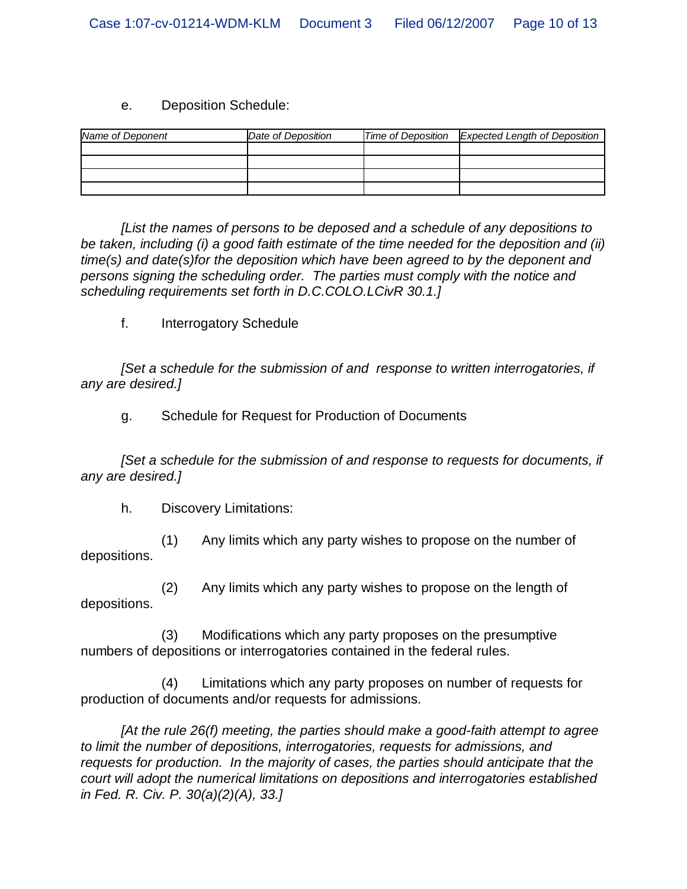e. Deposition Schedule:

| *Name of Deponent* | *Date of Deposition* | *Time of Deposition* | *Expected Length of Deposition* |
|---|---|---|---|
| | | | |
| | | | |
| | | | |
| | | | |

*[List the names of persons to be deposed and a schedule of any depositions to be taken, including (i) a good faith estimate of the time needed for the deposition and (ii) time(s) and date(s)for the deposition which have been agreed to by the deponent and persons signing the scheduling order. The parties must comply with the notice and scheduling requirements set forth in D.C.COLO.LCivR 30.1.]*

f. Interrogatory Schedule

*[Set a schedule for the submission of and response to written interrogatories, if any are desired.]*

g. Schedule for Request for Production of Documents

*[Set a schedule for the submission of and response to requests for documents, if any are desired.]*

h. Discovery Limitations:

(1) Any limits which any party wishes to propose on the number of depositions.

(2) Any limits which any party wishes to propose on the length of depositions.

(3) Modifications which any party proposes on the presumptive numbers of depositions or interrogatories contained in the federal rules.

(4) Limitations which any party proposes on number of requests for production of documents and/or requests for admissions.

*[At the rule 26(f) meeting, the parties should make a good-faith attempt to agree to limit the number of depositions, interrogatories, requests for admissions, and requests for production. In the majority of cases, the parties should anticipate that the court will adopt the numerical limitations on depositions and interrogatories established in Fed. R. Civ. P. 30(a)(2)(A), 33.]*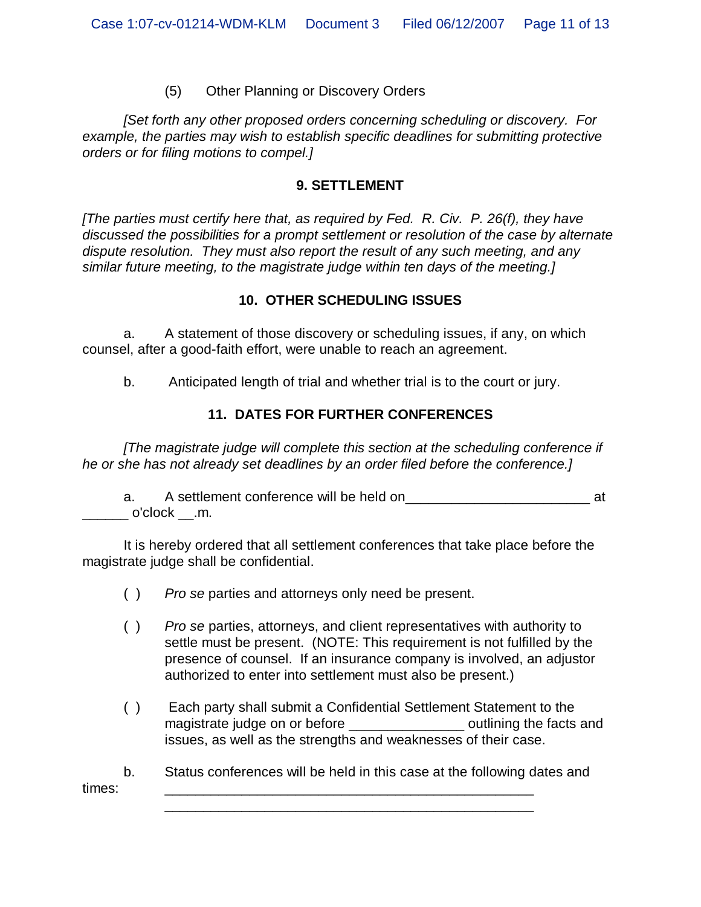(5) Other Planning or Discovery Orders

*[Set forth any other proposed orders concerning scheduling or discovery. For example, the parties may wish to establish specific deadlines for submitting protective orders or for filing motions to compel.]*

## 9. SETTLEMENT

*[The parties must certify here that, as required by Fed. R. Civ. P. 26(f), they have discussed the possibilities for a prompt settlement or resolution of the case by alternate dispute resolution. They must also report the result of any such meeting, and any similar future meeting, to the magistrate judge within ten days of the meeting.]*

## 10. OTHER SCHEDULING ISSUES

a. A statement of those discovery or scheduling issues, if any, on which counsel, after a good-faith effort, were unable to reach an agreement.

b. Anticipated length of trial and whether trial is to the court or jury.

## 11. DATES FOR FURTHER CONFERENCES

*[The magistrate judge will complete this section at the scheduling conference if he or she has not already set deadlines by an order filed before the conference.]*

a. A settlement conference will be held on________________________ at ______ o'clock __.m.

It is hereby ordered that all settlement conferences that take place before the magistrate judge shall be confidential.

( ) *Pro se* parties and attorneys only need be present.

( ) *Pro se* parties, attorneys, and client representatives with authority to settle must be present. (NOTE: This requirement is not fulfilled by the presence of counsel. If an insurance company is involved, an adjustor authorized to enter into settlement must also be present.)

( ) Each party shall submit a Confidential Settlement Statement to the magistrate judge on or before _______________ outlining the facts and issues, as well as the strengths and weaknesses of their case.

b. Status conferences will be held in this case at the following dates and times: ________________________________________________
________________________________________________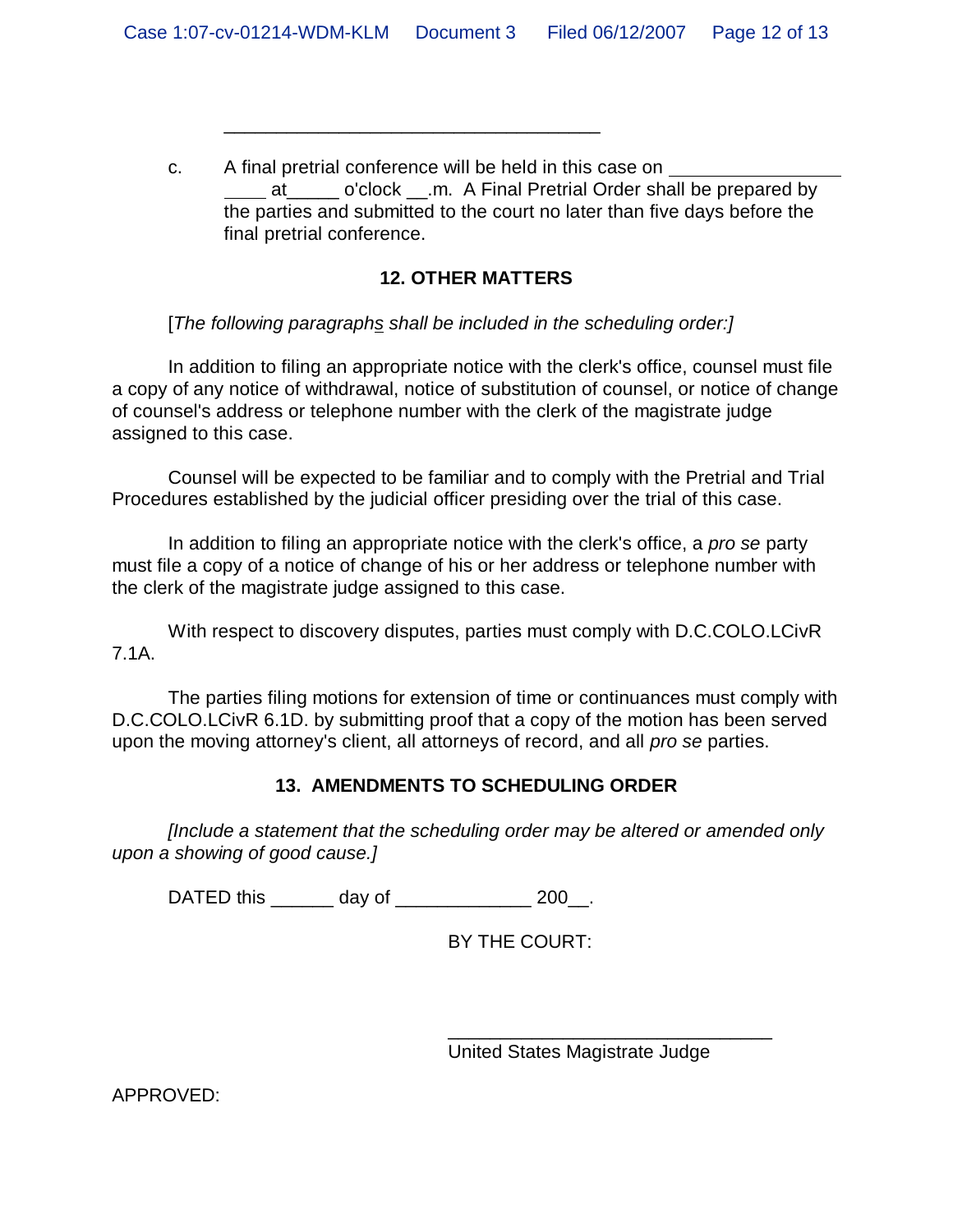\_\_\_\_\_\_\_\_\_\_\_\_\_\_\_\_\_\_\_\_\_\_\_\_\_\_\_\_\_\_\_\_\_\_\_\_\_\_

c. A final pretrial conference will be held in this case on \_\_\_\_\_\_\_\_\_\_\_\_\_\_\_\_\_\_ \_\_\_\_ at\_\_\_\_\_ o'clock \_\_.m. A Final Pretrial Order shall be prepared by the parties and submitted to the court no later than five days before the final pretrial conference.

## 12. OTHER MATTERS

[*The following paragraphs shall be included in the scheduling order:]*

In addition to filing an appropriate notice with the clerk's office, counsel must file a copy of any notice of withdrawal, notice of substitution of counsel, or notice of change of counsel's address or telephone number with the clerk of the magistrate judge assigned to this case.

Counsel will be expected to be familiar and to comply with the Pretrial and Trial Procedures established by the judicial officer presiding over the trial of this case.

In addition to filing an appropriate notice with the clerk's office, a *pro se* party must file a copy of a notice of change of his or her address or telephone number with the clerk of the magistrate judge assigned to this case.

With respect to discovery disputes, parties must comply with D.C.COLO.LCivR 7.1A.

The parties filing motions for extension of time or continuances must comply with D.C.COLO.LCivR 6.1D. by submitting proof that a copy of the motion has been served upon the moving attorney's client, all attorneys of record, and all *pro se* parties.

## 13. AMENDMENTS TO SCHEDULING ORDER

*[Include a statement that the scheduling order may be altered or amended only upon a showing of good cause.]*

DATED this \_\_\_\_\_\_ day of \_\_\_\_\_\_\_\_\_\_\_\_\_ 200\_\_.

BY THE COURT:

\_\_\_\_\_\_\_\_\_\_\_\_\_\_\_\_\_\_\_\_\_\_\_\_\_\_\_\_\_\_\_\_\_\_
United States Magistrate Judge

APPROVED: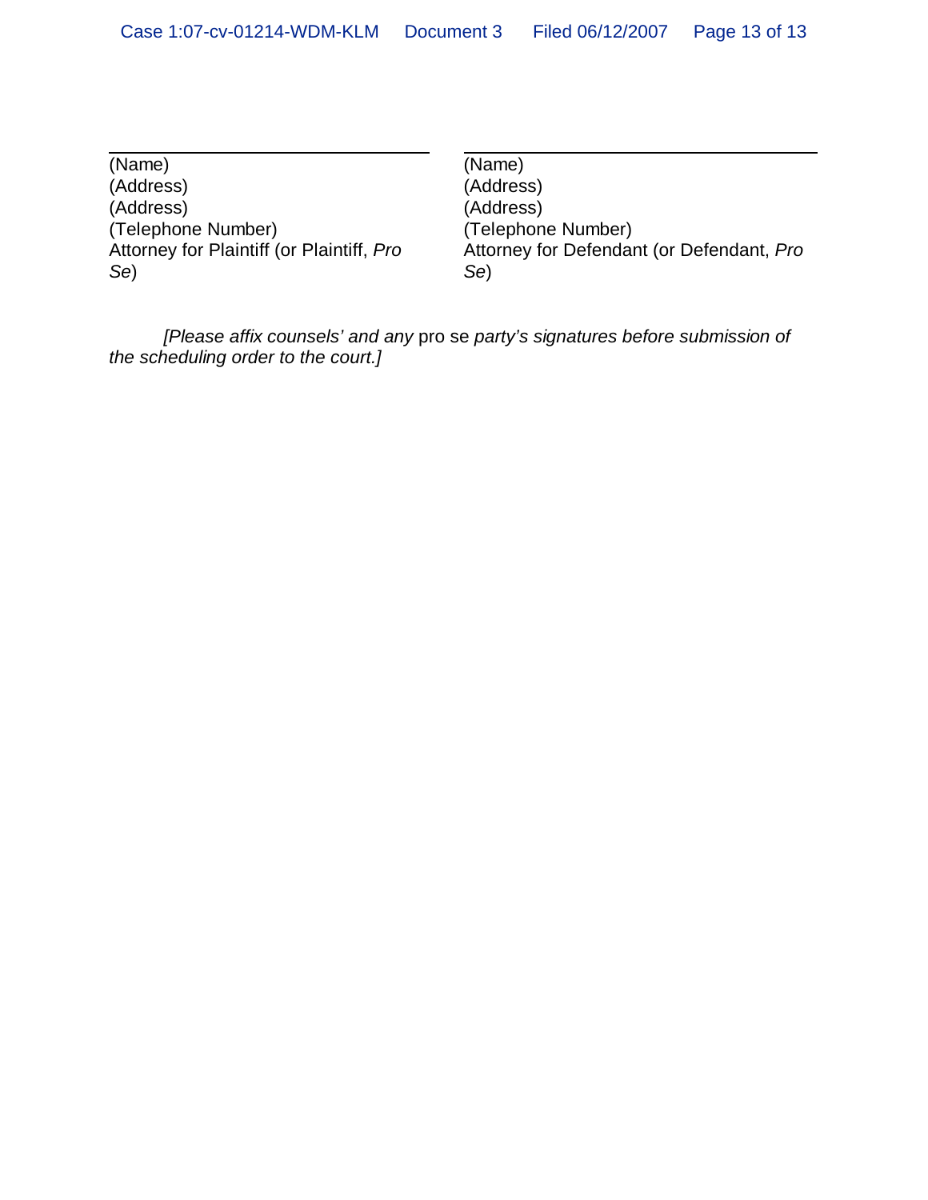\_\_\_\_\_\_\_\_\_\_\_\_\_\_\_\_\_\_\_\_\_\_\_\_\_\_\_\_\_\_\_\_\_\_\_\_
(Name)
(Address)
(Address)
(Telephone Number)
Attorney for Plaintiff (or Plaintiff, *Pro Se*)

\_\_\_\_\_\_\_\_\_\_\_\_\_\_\_\_\_\_\_\_\_\_\_\_\_\_\_\_\_\_\_\_\_\_\_\_
(Name)
(Address)
(Address)
(Telephone Number)
Attorney for Defendant (or Defendant, *Pro Se*)

*[Please affix counsels' and any* pro se *party's signatures before submission of the scheduling order to the court.]*